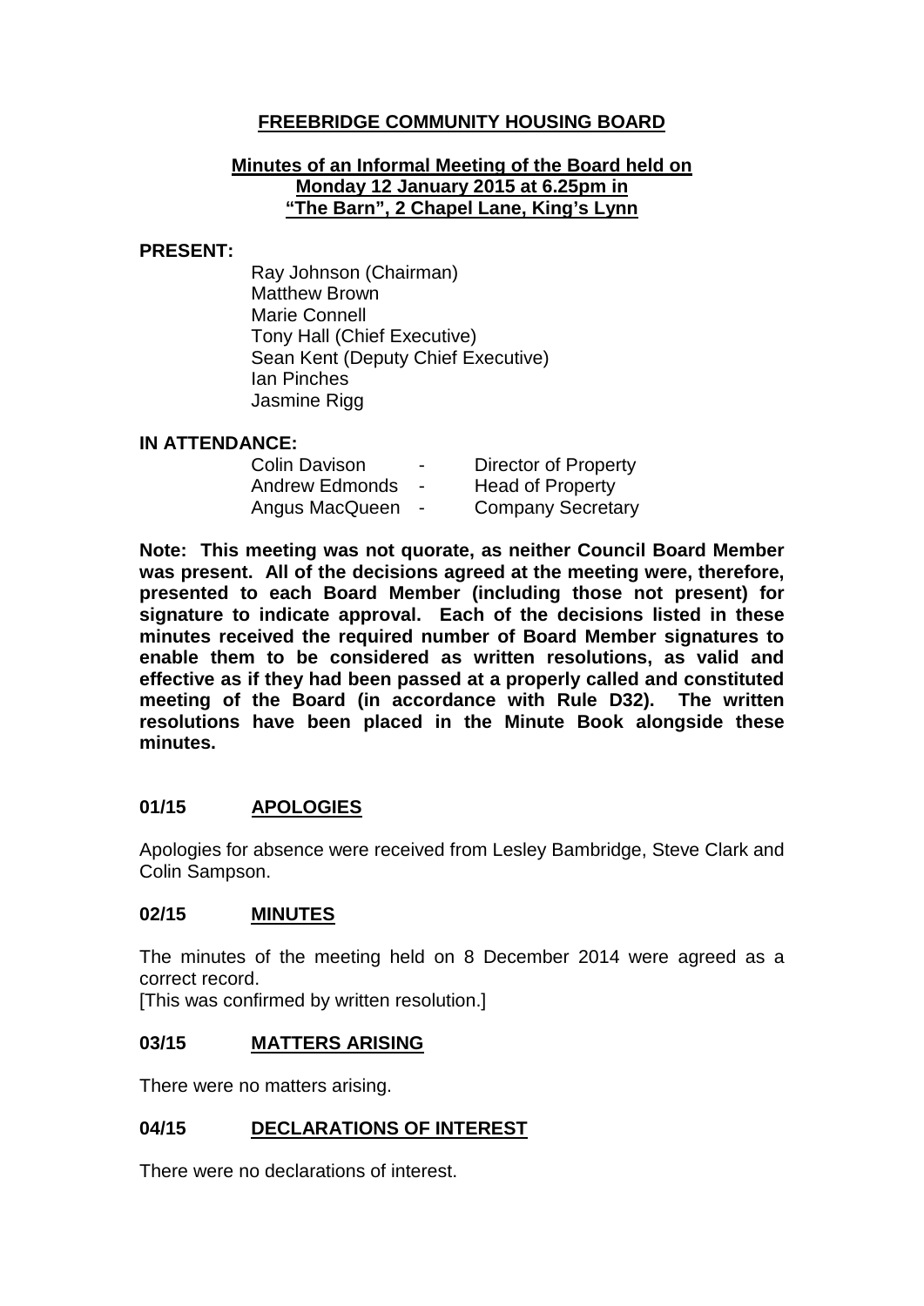# FREEBRIDGE COMMUNITY HOUSING BOARD

## Minutes of an Informal Meeting of the Board held on Monday 12 January 2015 at 6.25pm in "The Barn", 2 Chapel Lane, King's Lynn

**PRESENT:**

Ray Johnson (Chairman)
Matthew Brown
Marie Connell
Tony Hall (Chief Executive)
Sean Kent (Deputy Chief Executive)
Ian Pinches
Jasmine Rigg

**IN ATTENDANCE:**

| | | |
|---|---|---|
| Colin Davison | - | Director of Property |
| Andrew Edmonds | - | Head of Property |
| Angus MacQueen | - | Company Secretary |

**Note: This meeting was not quorate, as neither Council Board Member was present. All of the decisions agreed at the meeting were, therefore, presented to each Board Member (including those not present) for signature to indicate approval. Each of the decisions listed in these minutes received the required number of Board Member signatures to enable them to be considered as written resolutions, as valid and effective as if they had been passed at a properly called and constituted meeting of the Board (in accordance with Rule D32). The written resolutions have been placed in the Minute Book alongside these minutes.**

### 01/15 APOLOGIES

Apologies for absence were received from Lesley Bambridge, Steve Clark and Colin Sampson.

### 02/15 MINUTES

The minutes of the meeting held on 8 December 2014 were agreed as a correct record.
[This was confirmed by written resolution.]

### 03/15 MATTERS ARISING

There were no matters arising.

### 04/15 DECLARATIONS OF INTEREST

There were no declarations of interest.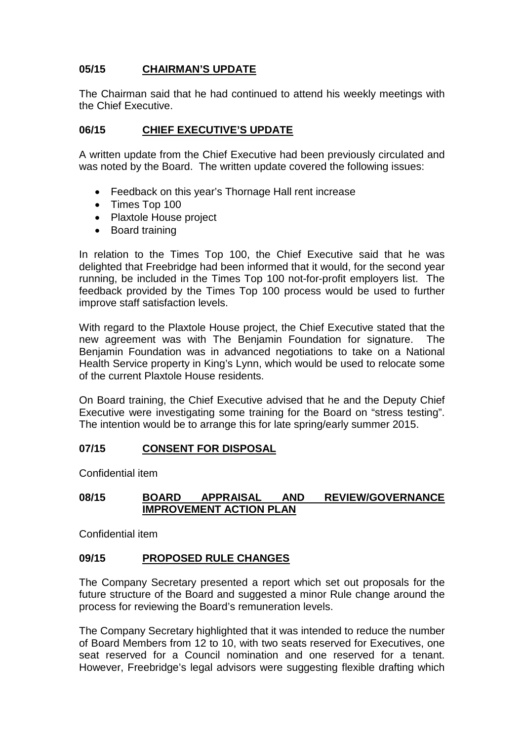## 05/15 CHAIRMAN'S UPDATE

The Chairman said that he had continued to attend his weekly meetings with the Chief Executive.

## 06/15 CHIEF EXECUTIVE'S UPDATE

A written update from the Chief Executive had been previously circulated and was noted by the Board. The written update covered the following issues:

- Feedback on this year's Thornage Hall rent increase
- Times Top 100
- Plaxtole House project
- Board training

In relation to the Times Top 100, the Chief Executive said that he was delighted that Freebridge had been informed that it would, for the second year running, be included in the Times Top 100 not-for-profit employers list. The feedback provided by the Times Top 100 process would be used to further improve staff satisfaction levels.

With regard to the Plaxtole House project, the Chief Executive stated that the new agreement was with The Benjamin Foundation for signature. The Benjamin Foundation was in advanced negotiations to take on a National Health Service property in King's Lynn, which would be used to relocate some of the current Plaxtole House residents.

On Board training, the Chief Executive advised that he and the Deputy Chief Executive were investigating some training for the Board on "stress testing". The intention would be to arrange this for late spring/early summer 2015.

## 07/15 CONSENT FOR DISPOSAL

Confidential item

## 08/15 BOARD APPRAISAL AND REVIEW/GOVERNANCE IMPROVEMENT ACTION PLAN

Confidential item

## 09/15 PROPOSED RULE CHANGES

The Company Secretary presented a report which set out proposals for the future structure of the Board and suggested a minor Rule change around the process for reviewing the Board's remuneration levels.

The Company Secretary highlighted that it was intended to reduce the number of Board Members from 12 to 10, with two seats reserved for Executives, one seat reserved for a Council nomination and one reserved for a tenant. However, Freebridge's legal advisors were suggesting flexible drafting which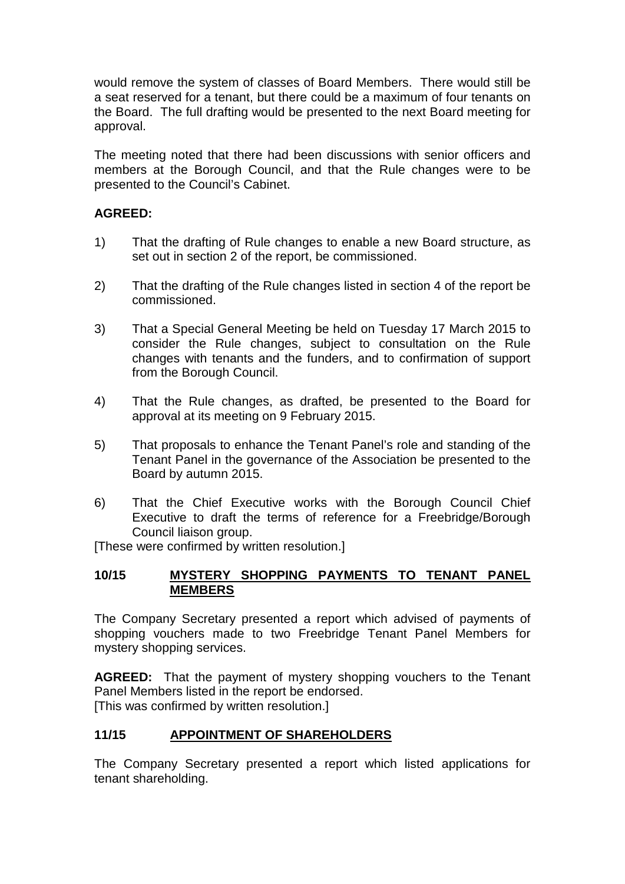would remove the system of classes of Board Members. There would still be a seat reserved for a tenant, but there could be a maximum of four tenants on the Board. The full drafting would be presented to the next Board meeting for approval.

The meeting noted that there had been discussions with senior officers and members at the Borough Council, and that the Rule changes were to be presented to the Council's Cabinet.

**AGREED:**

1) That the drafting of Rule changes to enable a new Board structure, as set out in section 2 of the report, be commissioned.

2) That the drafting of the Rule changes listed in section 4 of the report be commissioned.

3) That a Special General Meeting be held on Tuesday 17 March 2015 to consider the Rule changes, subject to consultation on the Rule changes with tenants and the funders, and to confirmation of support from the Borough Council.

4) That the Rule changes, as drafted, be presented to the Board for approval at its meeting on 9 February 2015.

5) That proposals to enhance the Tenant Panel's role and standing of the Tenant Panel in the governance of the Association be presented to the Board by autumn 2015.

6) That the Chief Executive works with the Borough Council Chief Executive to draft the terms of reference for a Freebridge/Borough Council liaison group.

[These were confirmed by written resolution.]

## 10/15 MYSTERY SHOPPING PAYMENTS TO TENANT PANEL MEMBERS

The Company Secretary presented a report which advised of payments of shopping vouchers made to two Freebridge Tenant Panel Members for mystery shopping services.

**AGREED:** That the payment of mystery shopping vouchers to the Tenant Panel Members listed in the report be endorsed.
[This was confirmed by written resolution.]

## 11/15 APPOINTMENT OF SHAREHOLDERS

The Company Secretary presented a report which listed applications for tenant shareholding.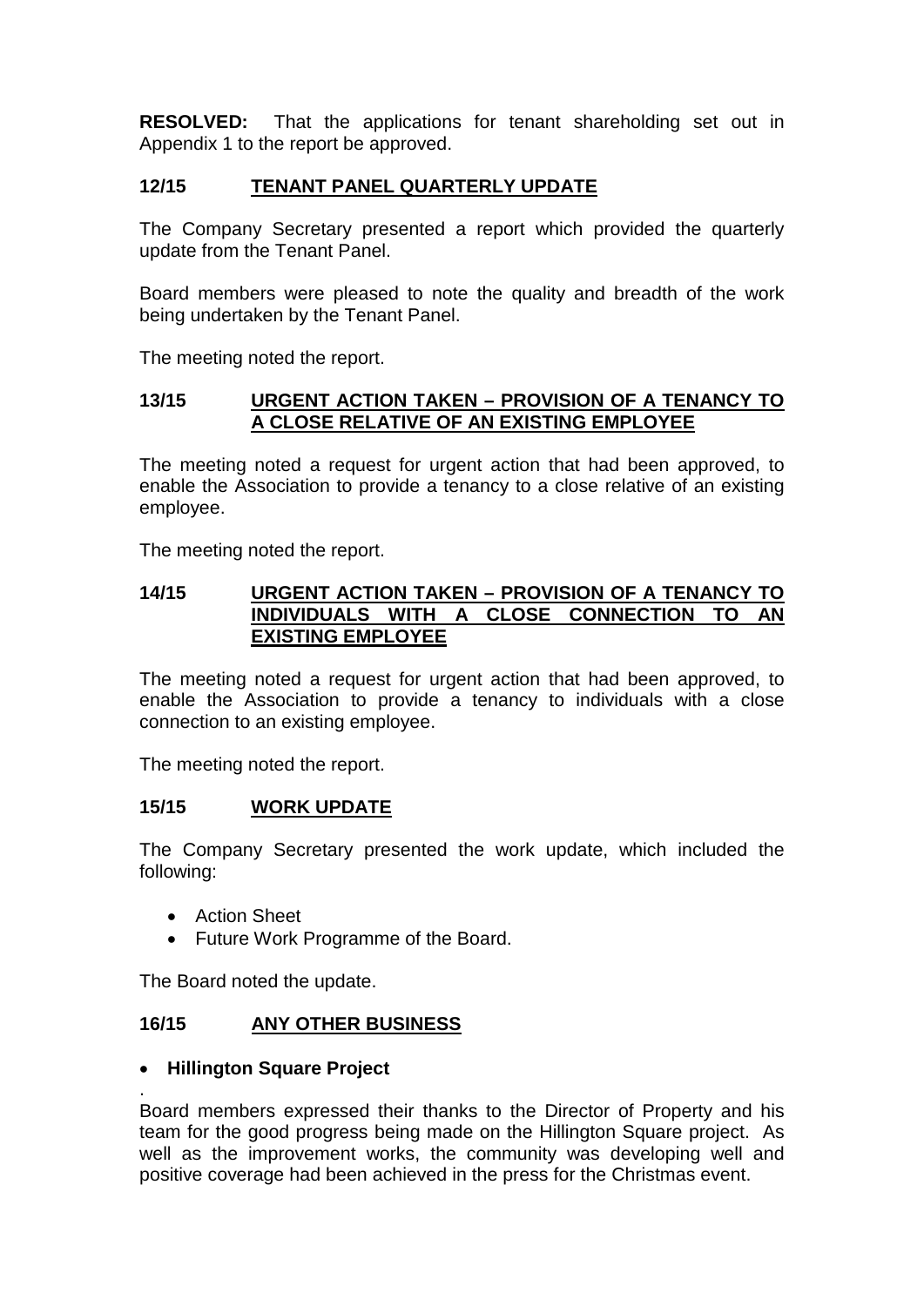**RESOLVED:** That the applications for tenant shareholding set out in Appendix 1 to the report be approved.

## 12/15 TENANT PANEL QUARTERLY UPDATE

The Company Secretary presented a report which provided the quarterly update from the Tenant Panel.

Board members were pleased to note the quality and breadth of the work being undertaken by the Tenant Panel.

The meeting noted the report.

## 13/15 URGENT ACTION TAKEN – PROVISION OF A TENANCY TO A CLOSE RELATIVE OF AN EXISTING EMPLOYEE

The meeting noted a request for urgent action that had been approved, to enable the Association to provide a tenancy to a close relative of an existing employee.

The meeting noted the report.

## 14/15 URGENT ACTION TAKEN – PROVISION OF A TENANCY TO INDIVIDUALS WITH A CLOSE CONNECTION TO AN EXISTING EMPLOYEE

The meeting noted a request for urgent action that had been approved, to enable the Association to provide a tenancy to individuals with a close connection to an existing employee.

The meeting noted the report.

## 15/15 WORK UPDATE

The Company Secretary presented the work update, which included the following:

- Action Sheet
- Future Work Programme of the Board.

The Board noted the update.

## 16/15 ANY OTHER BUSINESS

- **Hillington Square Project**

.
Board members expressed their thanks to the Director of Property and his team for the good progress being made on the Hillington Square project. As well as the improvement works, the community was developing well and positive coverage had been achieved in the press for the Christmas event.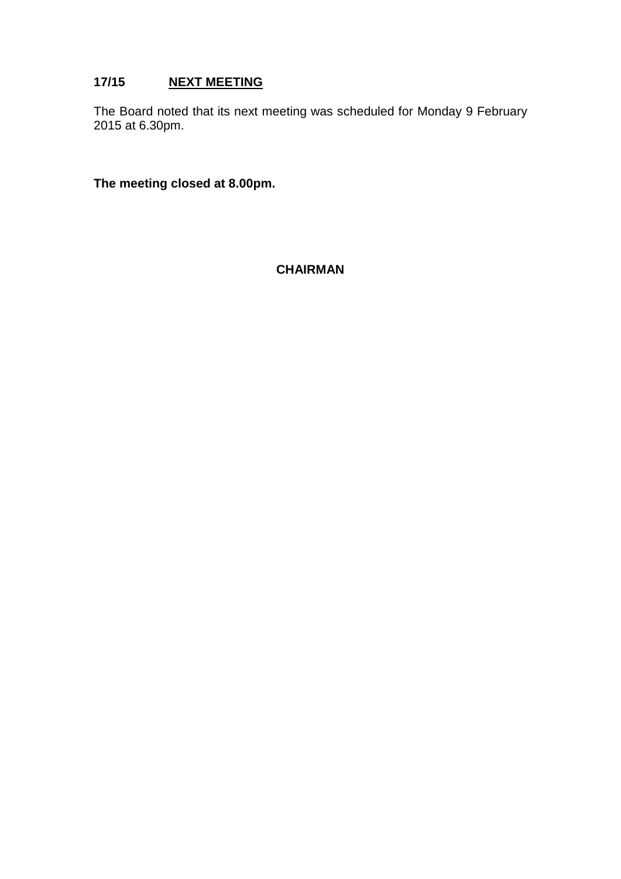**17/15 NEXT MEETING**

The Board noted that its next meeting was scheduled for Monday 9 February 2015 at 6.30pm.

**The meeting closed at 8.00pm.**

**CHAIRMAN**